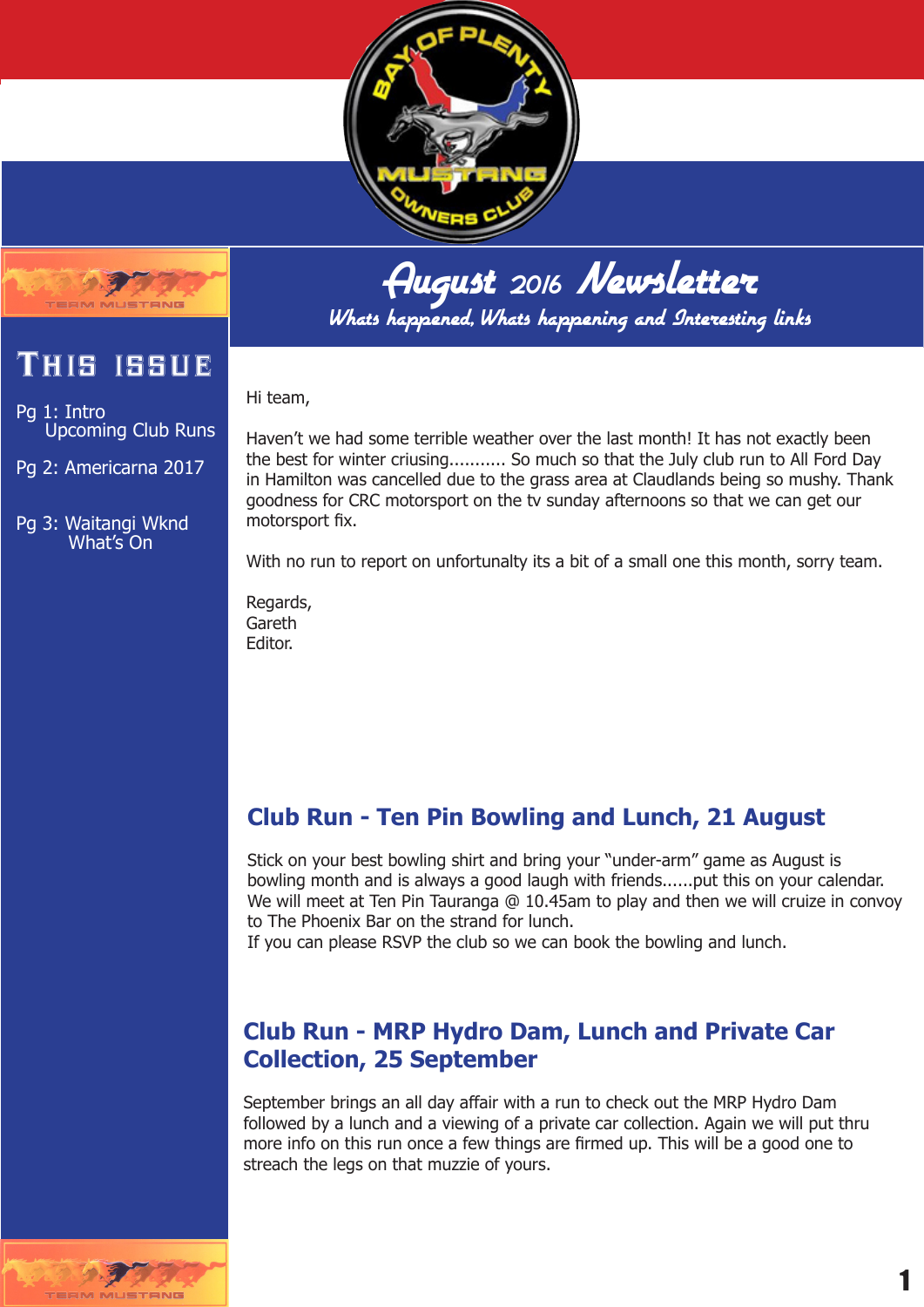# August 2016 Newsletter

*Whats happened, Whats happening and Interesting links*

## This issue

Pg 1: Intro
Upcoming Club Runs

Pg 2: Americarna 2017

Pg 3: Waitangi Wknd
What's On

Hi team,

Haven't we had some terrible weather over the last month! It has not exactly been the best for winter criusing........... So much so that the July club run to All Ford Day in Hamilton was cancelled due to the grass area at Claudlands being so mushy. Thank goodness for CRC motorsport on the tv sunday afternoons so that we can get our motorsport fix.

With no run to report on unfortunalty its a bit of a small one this month, sorry team.

Regards,
Gareth
Editor.

## Club Run - Ten Pin Bowling and Lunch, 21 August

Stick on your best bowling shirt and bring your "under-arm" game as August is bowling month and is always a good laugh with friends......put this on your calendar. We will meet at Ten Pin Tauranga @ 10.45am to play and then we will cruize in convoy to The Phoenix Bar on the strand for lunch.
If you can please RSVP the club so we can book the bowling and lunch.

## Club Run - MRP Hydro Dam, Lunch and Private Car Collection, 25 September

September brings an all day affair with a run to check out the MRP Hydro Dam followed by a lunch and a viewing of a private car collection. Again we will put thru more info on this run once a few things are firmed up. This will be a good one to streach the legs on that muzzie of yours.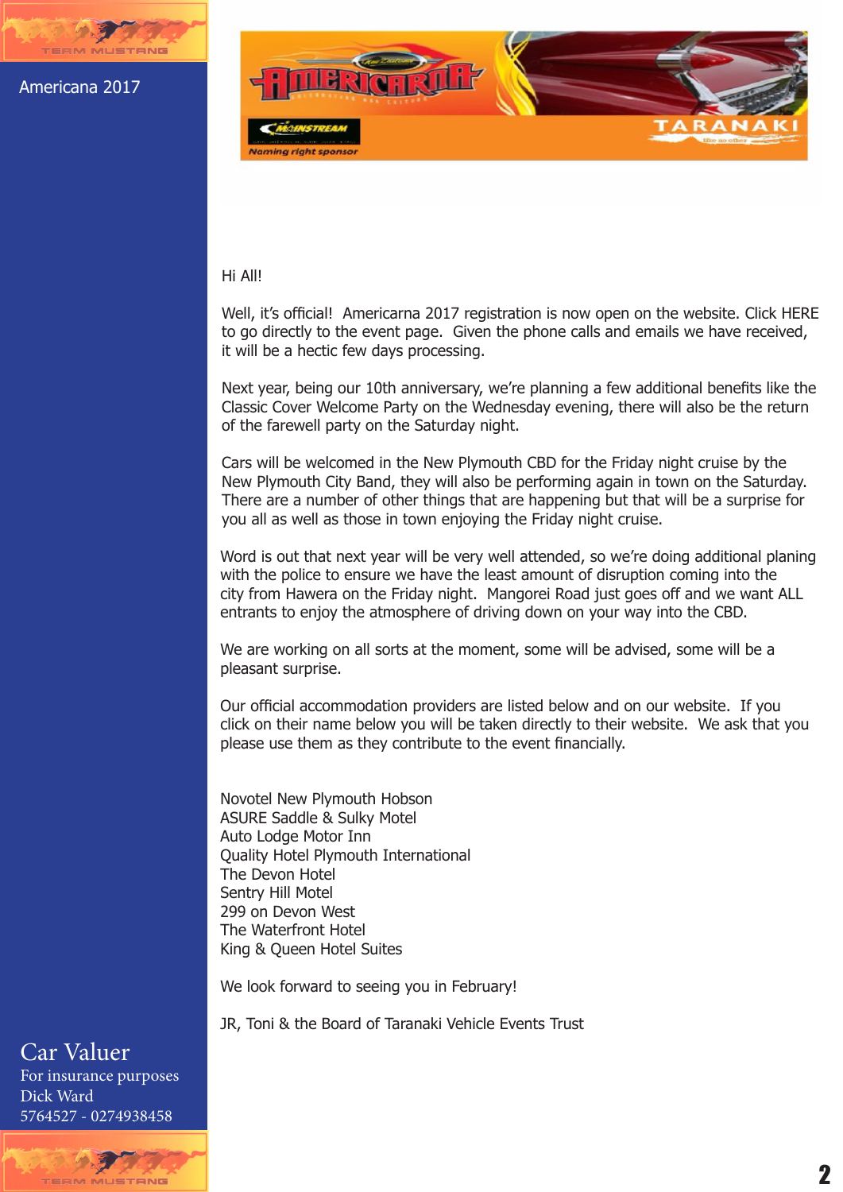# Americana 2017

Hi All!

Well, it's official! Americarna 2017 registration is now open on the website. Click HERE to go directly to the event page. Given the phone calls and emails we have received, it will be a hectic few days processing.

Next year, being our 10th anniversary, we're planning a few additional benefits like the Classic Cover Welcome Party on the Wednesday evening, there will also be the return of the farewell party on the Saturday night.

Cars will be welcomed in the New Plymouth CBD for the Friday night cruise by the New Plymouth City Band, they will also be performing again in town on the Saturday. There are a number of other things that are happening but that will be a surprise for you all as well as those in town enjoying the Friday night cruise.

Word is out that next year will be very well attended, so we're doing additional planing with the police to ensure we have the least amount of disruption coming into the city from Hawera on the Friday night. Mangorei Road just goes off and we want ALL entrants to enjoy the atmosphere of driving down on your way into the CBD.

We are working on all sorts at the moment, some will be advised, some will be a pleasant surprise.

Our official accommodation providers are listed below and on our website. If you click on their name below you will be taken directly to their website. We ask that you please use them as they contribute to the event financially.

Novotel New Plymouth Hobson
ASURE Saddle & Sulky Motel
Auto Lodge Motor Inn
Quality Hotel Plymouth International
The Devon Hotel
Sentry Hill Motel
299 on Devon West
The Waterfront Hotel
King & Queen Hotel Suites

We look forward to seeing you in February!

JR, Toni & the Board of Taranaki Vehicle Events Trust

## Car Valuer

For insurance purposes
Dick Ward
5764527 - 0274938458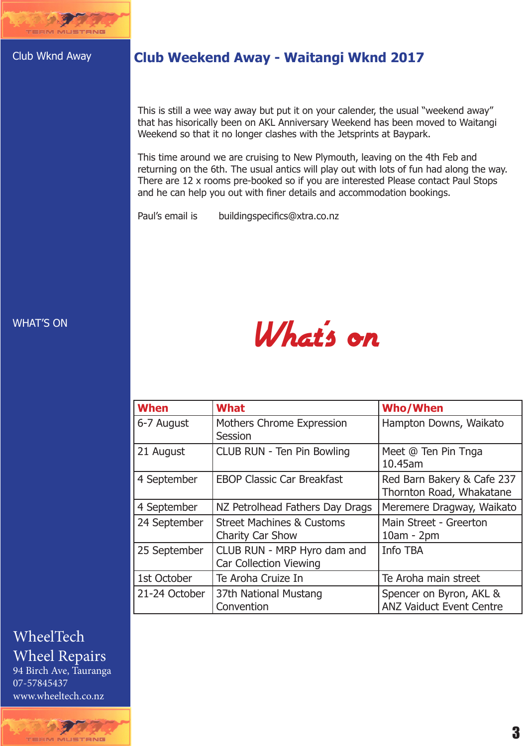Club Wknd Away

## Club Weekend Away - Waitangi Wknd 2017

This is still a wee way away but put it on your calender, the usual “weekend away” that has hisorically been on AKL Anniversary Weekend has been moved to Waitangi Weekend so that it no longer clashes with the Jetsprints at Baypark.

This time around we are cruising to New Plymouth, leaving on the 4th Feb and returning on the 6th. The usual antics will play out with lots of fun had along the way. There are 12 x rooms pre-booked so if you are interested Please contact Paul Stops and he can help you out with finer details and accommodation bookings.

Paul’s email is buildingspecifics@xtra.co.nz

WHAT’S ON

## What’s on

| When | What | Who/When |
| --- | --- | --- |
| 6-7 August | Mothers Chrome Expression Session | Hampton Downs, Waikato |
| 21 August | CLUB RUN - Ten Pin Bowling | Meet @ Ten Pin Tnga 10.45am |
| 4 September | EBOP Classic Car Breakfast | Red Barn Bakery & Cafe 237 Thornton Road, Whakatane |
| 4 September | NZ Petrolhead Fathers Day Drags | Meremere Dragway, Waikato |
| 24 September | Street Machines & Customs Charity Car Show | Main Street - Greerton 10am - 2pm |
| 25 September | CLUB RUN - MRP Hyro dam and Car Collection Viewing | Info TBA |
| 1st October | Te Aroha Cruize In | Te Aroha main street |
| 21-24 October | 37th National Mustang Convention | Spencer on Byron, AKL & ANZ Vaiduct Event Centre |

WheelTech
Wheel Repairs
94 Birch Ave, Tauranga
07-57845437
www.wheeltech.co.nz